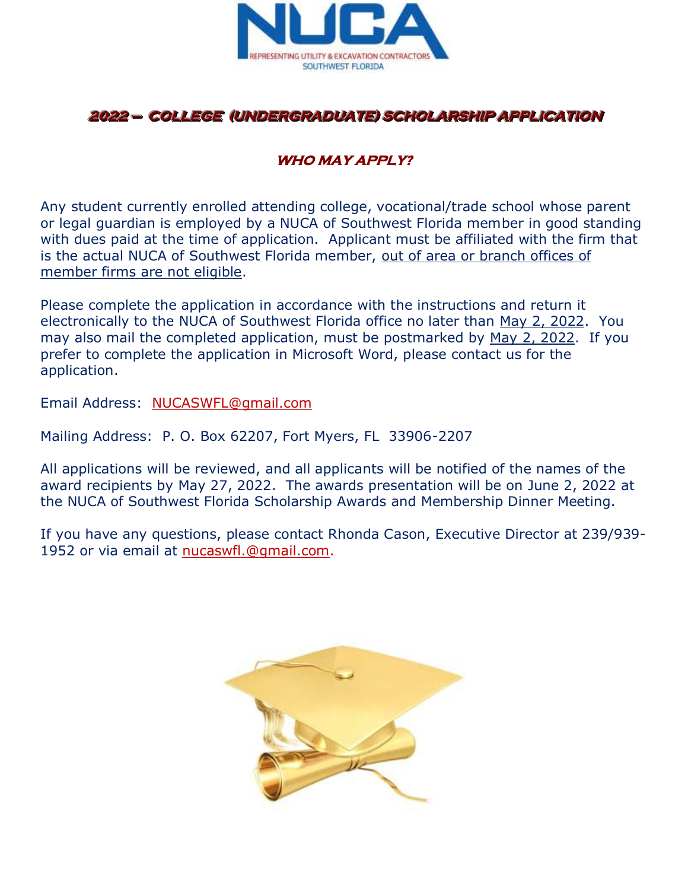# 2022 – COLLEGE (UNDERGRADUATE) SCHOLARSHIP APPLICATION

## WHO MAY APPLY?

Any student currently enrolled attending college, vocational/trade school whose parent or legal guardian is employed by a NUCA of Southwest Florida member in good standing with dues paid at the time of application. Applicant must be affiliated with the firm that is the actual NUCA of Southwest Florida member, out of area or branch offices of member firms are not eligible.

Please complete the application in accordance with the instructions and return it electronically to the NUCA of Southwest Florida office no later than May 2, 2022. You may also mail the completed application, must be postmarked by May 2, 2022. If you prefer to complete the application in Microsoft Word, please contact us for the application.

Email Address: NUCASWFL@gmail.com

Mailing Address: P. O. Box 62207, Fort Myers, FL 33906-2207

All applications will be reviewed, and all applicants will be notified of the names of the award recipients by May 27, 2022. The awards presentation will be on June 2, 2022 at the NUCA of Southwest Florida Scholarship Awards and Membership Dinner Meeting.

If you have any questions, please contact Rhonda Cason, Executive Director at 239/939-1952 or via email at nucaswfl.@gmail.com.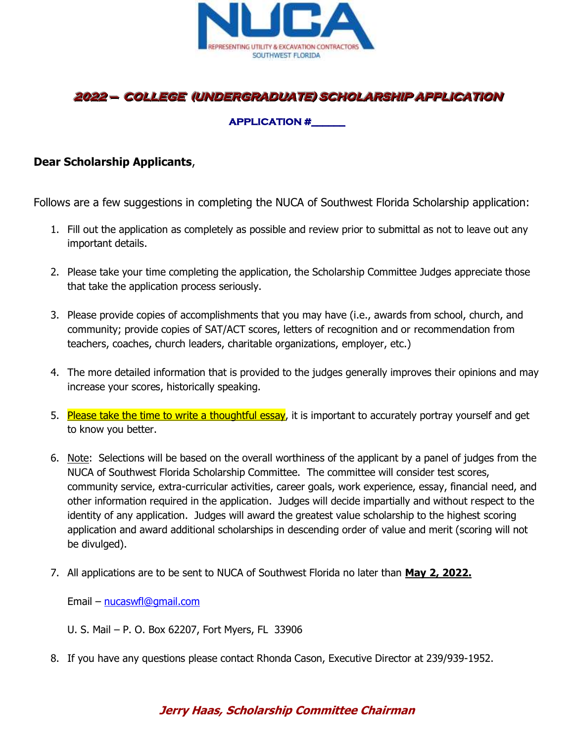NUCA

REPRESENTING UTILITY & EXCAVATION CONTRACTORS
SOUTHWEST FLORIDA

# 2022 – COLLEGE (UNDERGRADUATE) SCHOLARSHIP APPLICATION

**APPLICATION #\_\_\_\_\_\_**

**Dear Scholarship Applicants**,

Follows are a few suggestions in completing the NUCA of Southwest Florida Scholarship application:

1. Fill out the application as completely as possible and review prior to submittal as not to leave out any important details.
2. Please take your time completing the application, the Scholarship Committee Judges appreciate those that take the application process seriously.
3. Please provide copies of accomplishments that you may have (i.e., awards from school, church, and community; provide copies of SAT/ACT scores, letters of recognition and or recommendation from teachers, coaches, church leaders, charitable organizations, employer, etc.)
4. The more detailed information that is provided to the judges generally improves their opinions and may increase your scores, historically speaking.
5. Please take the time to write a thoughtful essay, it is important to accurately portray yourself and get to know you better.
6. Note: Selections will be based on the overall worthiness of the applicant by a panel of judges from the NUCA of Southwest Florida Scholarship Committee. The committee will consider test scores, community service, extra-curricular activities, career goals, work experience, essay, financial need, and other information required in the application. Judges will decide impartially and without respect to the identity of any application. Judges will award the greatest value scholarship to the highest scoring application and award additional scholarships in descending order of value and merit (scoring will not be divulged).
7. All applications are to be sent to NUCA of Southwest Florida no later than **May 2, 2022.**

   Email – nucaswfl@gmail.com

   U. S. Mail – P. O. Box 62207, Fort Myers, FL 33906
8. If you have any questions please contact Rhonda Cason, Executive Director at 239/939-1952.

***Jerry Haas, Scholarship Committee Chairman***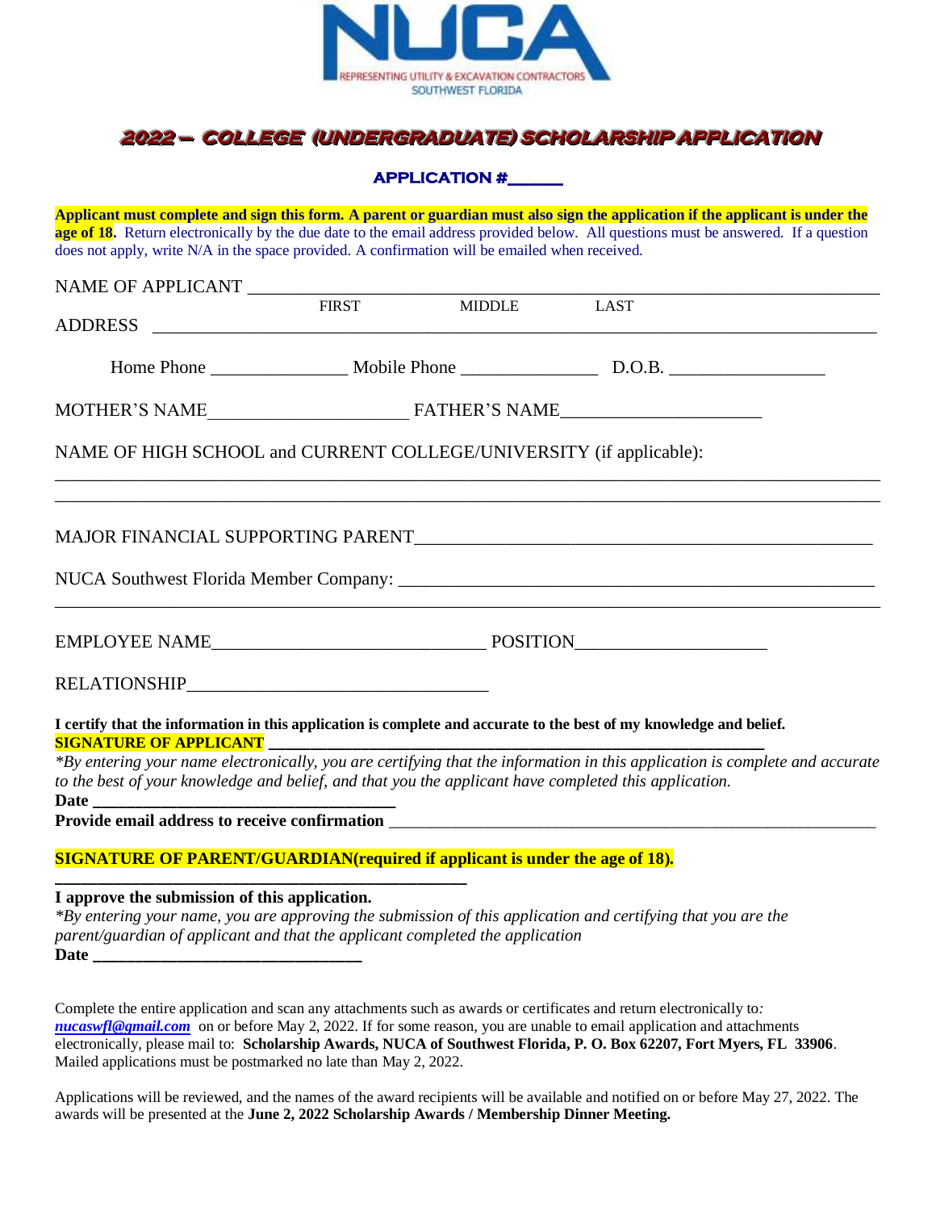NUCA
REPRESENTING UTILITY & EXCAVATION CONTRACTORS
SOUTHWEST FLORIDA

# 2022 – COLLEGE (UNDERGRADUATE) SCHOLARSHIP APPLICATION

**APPLICATION #\_\_\_\_\_\_**

**Applicant must complete and sign this form. A parent or guardian must also sign the application if the applicant is under the age of 18.** Return electronically by the due date to the email address provided below. All questions must be answered. If a question does not apply, write N/A in the space provided. A confirmation will be emailed when received.

NAME OF APPLICANT \_\_\_\_\_\_\_\_\_\_\_\_\_\_\_\_\_\_\_\_\_\_\_\_\_\_\_\_\_\_\_\_\_\_\_\_\_\_\_\_\_\_\_\_\_\_\_\_\_\_\_\_\_\_\_\_\_\_\_\_
FIRST MIDDLE LAST

ADDRESS \_\_\_\_\_\_\_\_\_\_\_\_\_\_\_\_\_\_\_\_\_\_\_\_\_\_\_\_\_\_\_\_\_\_\_\_\_\_\_\_\_\_\_\_\_\_\_\_\_\_\_\_\_\_\_\_\_\_\_\_\_\_\_\_\_\_\_\_

Home Phone \_\_\_\_\_\_\_\_\_\_\_\_\_\_\_ Mobile Phone \_\_\_\_\_\_\_\_\_\_\_\_\_\_\_ D.O.B. \_\_\_\_\_\_\_\_\_\_\_\_\_\_\_\_\_

MOTHER'S NAME\_\_\_\_\_\_\_\_\_\_\_\_\_\_\_\_\_\_\_\_\_\_ FATHER'S NAME\_\_\_\_\_\_\_\_\_\_\_\_\_\_\_\_\_\_\_\_\_\_

NAME OF HIGH SCHOOL and CURRENT COLLEGE/UNIVERSITY (if applicable):

\_\_\_\_\_\_\_\_\_\_\_\_\_\_\_\_\_\_\_\_\_\_\_\_\_\_\_\_\_\_\_\_\_\_\_\_\_\_\_\_\_\_\_\_\_\_\_\_\_\_\_\_\_\_\_\_\_\_\_\_\_\_\_\_\_\_\_\_\_\_\_\_\_\_\_\_\_\_\_\_

\_\_\_\_\_\_\_\_\_\_\_\_\_\_\_\_\_\_\_\_\_\_\_\_\_\_\_\_\_\_\_\_\_\_\_\_\_\_\_\_\_\_\_\_\_\_\_\_\_\_\_\_\_\_\_\_\_\_\_\_\_\_\_\_\_\_\_\_\_\_\_\_\_\_\_\_\_\_\_\_

MAJOR FINANCIAL SUPPORTING PARENT\_\_\_\_\_\_\_\_\_\_\_\_\_\_\_\_\_\_\_\_\_\_\_\_\_\_\_\_\_\_\_\_\_\_\_\_\_\_\_\_\_\_\_\_\_\_\_\_

NUCA Southwest Florida Member Company: \_\_\_\_\_\_\_\_\_\_\_\_\_\_\_\_\_\_\_\_\_\_\_\_\_\_\_\_\_\_\_\_\_\_\_\_\_\_\_\_\_\_\_\_\_\_

\_\_\_\_\_\_\_\_\_\_\_\_\_\_\_\_\_\_\_\_\_\_\_\_\_\_\_\_\_\_\_\_\_\_\_\_\_\_\_\_\_\_\_\_\_\_\_\_\_\_\_\_\_\_\_\_\_\_\_\_\_\_\_\_\_\_\_\_\_\_\_\_\_\_\_\_\_\_\_\_

EMPLOYEE NAME\_\_\_\_\_\_\_\_\_\_\_\_\_\_\_\_\_\_\_\_\_\_\_\_\_\_\_\_\_\_ POSITION\_\_\_\_\_\_\_\_\_\_\_\_\_\_\_\_\_\_\_\_\_

RELATIONSHIP\_\_\_\_\_\_\_\_\_\_\_\_\_\_\_\_\_\_\_\_\_\_\_\_\_\_\_\_\_\_\_\_\_

**I certify that the information in this application is complete and accurate to the best of my knowledge and belief.**
**SIGNATURE OF APPLICANT \_\_\_\_\_\_\_\_\_\_\_\_\_\_\_\_\_\_\_\_\_\_\_\_\_\_\_\_\_\_\_\_\_\_\_\_\_\_\_\_\_\_\_\_\_\_\_\_\_\_\_\_\_\_**

*\*By entering your name electronically, you are certifying that the information in this application is complete and accurate to the best of your knowledge and belief, and that you the applicant have completed this application.*

**Date \_\_\_\_\_\_\_\_\_\_\_\_\_\_\_\_\_\_\_\_\_\_\_\_\_\_\_\_\_\_\_\_\_\_**

**Provide email address to receive confirmation** \_\_\_\_\_\_\_\_\_\_\_\_\_\_\_\_\_\_\_\_\_\_\_\_\_\_\_\_\_\_\_\_\_\_\_\_\_\_\_\_\_\_\_\_\_\_\_\_\_\_\_\_\_\_

**SIGNATURE OF PARENT/GUARDIAN(required if applicant is under the age of 18).**

**\_\_\_\_\_\_\_\_\_\_\_\_\_\_\_\_\_\_\_\_\_\_\_\_\_\_\_\_\_\_\_\_\_\_\_\_\_\_\_\_\_\_\_\_\_\_\_\_**

**I approve the submission of this application.**

*\*By entering your name, you are approving the submission of this application and certifying that you are the parent/guardian of applicant and that the applicant completed the application*

**Date \_\_\_\_\_\_\_\_\_\_\_\_\_\_\_\_\_\_\_\_\_\_\_\_\_\_\_\_\_\_\_**

Complete the entire application and scan any attachments such as awards or certificates and return electronically to: ***nucaswfl@gmail.com*** on or before May 2, 2022. If for some reason, you are unable to email application and attachments electronically, please mail to: **Scholarship Awards, NUCA of Southwest Florida, P. O. Box 62207, Fort Myers, FL 33906**. Mailed applications must be postmarked no late than May 2, 2022.

Applications will be reviewed, and the names of the award recipients will be available and notified on or before May 27, 2022. The awards will be presented at the **June 2, 2022 Scholarship Awards / Membership Dinner Meeting.**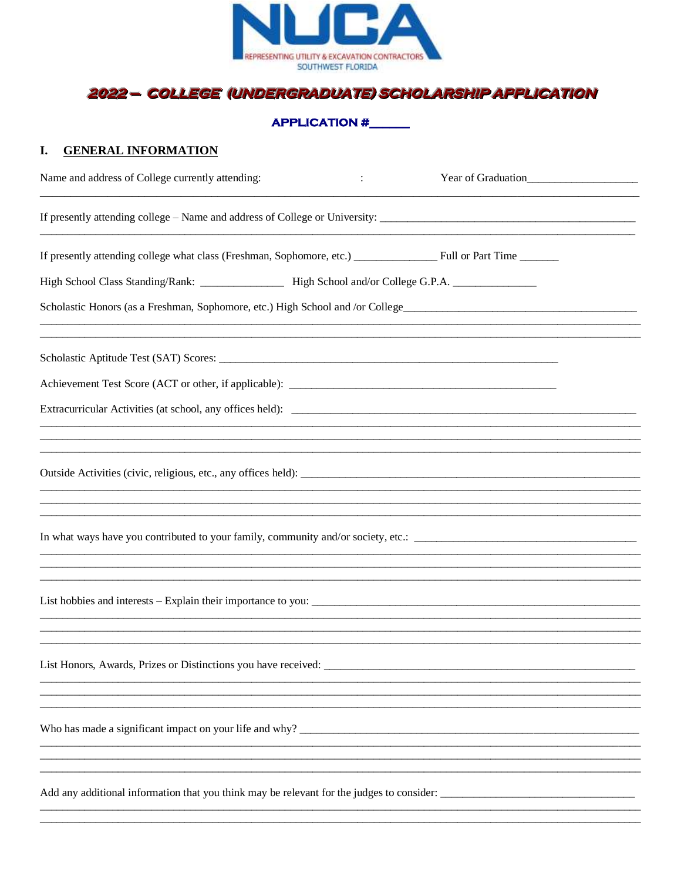NUCA

REPRESENTING UTILITY & EXCAVATION CONTRACTORS
SOUTHWEST FLORIDA

## 2022 – COLLEGE (UNDERGRADUATE) SCHOLARSHIP APPLICATION

**APPLICATION #\_\_\_\_\_\_**

## I. GENERAL INFORMATION

Name and address of College currently attending: : Year of Graduation\_\_\_\_\_\_\_\_\_\_\_\_\_\_\_\_\_\_\_

\_\_\_\_\_\_\_\_\_\_\_\_\_\_\_\_\_\_\_\_\_\_\_\_\_\_\_\_\_\_\_\_\_\_\_\_\_\_\_\_\_\_\_\_\_\_\_\_\_\_\_\_\_\_\_\_\_\_\_\_\_\_\_\_\_\_\_\_\_\_\_\_\_\_\_\_\_\_\_\_\_\_\_\_\_\_\_\_\_\_

If presently attending college – Name and address of College or University: \_\_\_\_\_\_\_\_\_\_\_\_\_\_\_\_\_\_\_\_\_\_\_\_\_\_\_\_\_\_\_\_\_\_\_\_\_\_\_\_\_\_\_\_\_

\_\_\_\_\_\_\_\_\_\_\_\_\_\_\_\_\_\_\_\_\_\_\_\_\_\_\_\_\_\_\_\_\_\_\_\_\_\_\_\_\_\_\_\_\_\_\_\_\_\_\_\_\_\_\_\_\_\_\_\_\_\_\_\_\_\_\_\_\_\_\_\_\_\_\_\_\_\_\_\_\_\_\_\_\_\_\_\_\_\_

If presently attending college what class (Freshman, Sophomore, etc.) \_\_\_\_\_\_\_\_\_\_\_\_\_\_\_ Full or Part Time \_\_\_\_\_\_\_

High School Class Standing/Rank: \_\_\_\_\_\_\_\_\_\_\_\_\_\_\_ High School and/or College G.P.A. \_\_\_\_\_\_\_\_\_\_\_\_\_\_\_

Scholastic Honors (as a Freshman, Sophomore, etc.) High School and /or College\_\_\_\_\_\_\_\_\_\_\_\_\_\_\_\_\_\_\_\_\_\_\_\_\_\_\_\_\_\_\_\_\_\_\_\_\_\_\_\_\_\_

\_\_\_\_\_\_\_\_\_\_\_\_\_\_\_\_\_\_\_\_\_\_\_\_\_\_\_\_\_\_\_\_\_\_\_\_\_\_\_\_\_\_\_\_\_\_\_\_\_\_\_\_\_\_\_\_\_\_\_\_\_\_\_\_\_\_\_\_\_\_\_\_\_\_\_\_\_\_\_\_\_\_\_\_\_\_\_\_\_\_

\_\_\_\_\_\_\_\_\_\_\_\_\_\_\_\_\_\_\_\_\_\_\_\_\_\_\_\_\_\_\_\_\_\_\_\_\_\_\_\_\_\_\_\_\_\_\_\_\_\_\_\_\_\_\_\_\_\_\_\_\_\_\_\_\_\_\_\_\_\_\_\_\_\_\_\_\_\_\_\_\_\_\_\_\_\_\_\_\_\_

Scholastic Aptitude Test (SAT) Scores: \_\_\_\_\_\_\_\_\_\_\_\_\_\_\_\_\_\_\_\_\_\_\_\_\_\_\_\_\_\_\_\_\_\_\_\_\_\_\_\_\_\_\_\_\_\_\_\_\_\_\_\_\_\_\_\_\_\_\_\_\_

Achievement Test Score (ACT or other, if applicable): \_\_\_\_\_\_\_\_\_\_\_\_\_\_\_\_\_\_\_\_\_\_\_\_\_\_\_\_\_\_\_\_\_\_\_\_\_\_\_\_\_\_\_\_\_\_\_\_\_

Extracurricular Activities (at school, any offices held): \_\_\_\_\_\_\_\_\_\_\_\_\_\_\_\_\_\_\_\_\_\_\_\_\_\_\_\_\_\_\_\_\_\_\_\_\_\_\_\_\_\_\_\_\_\_\_\_\_\_\_\_\_\_\_\_\_\_\_\_\_

\_\_\_\_\_\_\_\_\_\_\_\_\_\_\_\_\_\_\_\_\_\_\_\_\_\_\_\_\_\_\_\_\_\_\_\_\_\_\_\_\_\_\_\_\_\_\_\_\_\_\_\_\_\_\_\_\_\_\_\_\_\_\_\_\_\_\_\_\_\_\_\_\_\_\_\_\_\_\_\_\_\_\_\_\_\_\_\_\_\_

\_\_\_\_\_\_\_\_\_\_\_\_\_\_\_\_\_\_\_\_\_\_\_\_\_\_\_\_\_\_\_\_\_\_\_\_\_\_\_\_\_\_\_\_\_\_\_\_\_\_\_\_\_\_\_\_\_\_\_\_\_\_\_\_\_\_\_\_\_\_\_\_\_\_\_\_\_\_\_\_\_\_\_\_\_\_\_\_\_\_

\_\_\_\_\_\_\_\_\_\_\_\_\_\_\_\_\_\_\_\_\_\_\_\_\_\_\_\_\_\_\_\_\_\_\_\_\_\_\_\_\_\_\_\_\_\_\_\_\_\_\_\_\_\_\_\_\_\_\_\_\_\_\_\_\_\_\_\_\_\_\_\_\_\_\_\_\_\_\_\_\_\_\_\_\_\_\_\_\_\_

Outside Activities (civic, religious, etc., any offices held): \_\_\_\_\_\_\_\_\_\_\_\_\_\_\_\_\_\_\_\_\_\_\_\_\_\_\_\_\_\_\_\_\_\_\_\_\_\_\_\_\_\_\_\_\_\_\_\_\_\_\_\_\_\_\_\_\_\_\_

\_\_\_\_\_\_\_\_\_\_\_\_\_\_\_\_\_\_\_\_\_\_\_\_\_\_\_\_\_\_\_\_\_\_\_\_\_\_\_\_\_\_\_\_\_\_\_\_\_\_\_\_\_\_\_\_\_\_\_\_\_\_\_\_\_\_\_\_\_\_\_\_\_\_\_\_\_\_\_\_\_\_\_\_\_\_\_\_\_\_

\_\_\_\_\_\_\_\_\_\_\_\_\_\_\_\_\_\_\_\_\_\_\_\_\_\_\_\_\_\_\_\_\_\_\_\_\_\_\_\_\_\_\_\_\_\_\_\_\_\_\_\_\_\_\_\_\_\_\_\_\_\_\_\_\_\_\_\_\_\_\_\_\_\_\_\_\_\_\_\_\_\_\_\_\_\_\_\_\_\_

\_\_\_\_\_\_\_\_\_\_\_\_\_\_\_\_\_\_\_\_\_\_\_\_\_\_\_\_\_\_\_\_\_\_\_\_\_\_\_\_\_\_\_\_\_\_\_\_\_\_\_\_\_\_\_\_\_\_\_\_\_\_\_\_\_\_\_\_\_\_\_\_\_\_\_\_\_\_\_\_\_\_\_\_\_\_\_\_\_\_

In what ways have you contributed to your family, community and/or society, etc.: \_\_\_\_\_\_\_\_\_\_\_\_\_\_\_\_\_\_\_\_\_\_\_\_\_\_\_\_\_\_\_\_\_\_\_\_\_\_\_

\_\_\_\_\_\_\_\_\_\_\_\_\_\_\_\_\_\_\_\_\_\_\_\_\_\_\_\_\_\_\_\_\_\_\_\_\_\_\_\_\_\_\_\_\_\_\_\_\_\_\_\_\_\_\_\_\_\_\_\_\_\_\_\_\_\_\_\_\_\_\_\_\_\_\_\_\_\_\_\_\_\_\_\_\_\_\_\_\_\_

\_\_\_\_\_\_\_\_\_\_\_\_\_\_\_\_\_\_\_\_\_\_\_\_\_\_\_\_\_\_\_\_\_\_\_\_\_\_\_\_\_\_\_\_\_\_\_\_\_\_\_\_\_\_\_\_\_\_\_\_\_\_\_\_\_\_\_\_\_\_\_\_\_\_\_\_\_\_\_\_\_\_\_\_\_\_\_\_\_\_

\_\_\_\_\_\_\_\_\_\_\_\_\_\_\_\_\_\_\_\_\_\_\_\_\_\_\_\_\_\_\_\_\_\_\_\_\_\_\_\_\_\_\_\_\_\_\_\_\_\_\_\_\_\_\_\_\_\_\_\_\_\_\_\_\_\_\_\_\_\_\_\_\_\_\_\_\_\_\_\_\_\_\_\_\_\_\_\_\_\_

List hobbies and interests – Explain their importance to you: \_\_\_\_\_\_\_\_\_\_\_\_\_\_\_\_\_\_\_\_\_\_\_\_\_\_\_\_\_\_\_\_\_\_\_\_\_\_\_\_\_\_\_\_\_\_\_\_\_\_\_\_\_\_\_\_\_\_\_

\_\_\_\_\_\_\_\_\_\_\_\_\_\_\_\_\_\_\_\_\_\_\_\_\_\_\_\_\_\_\_\_\_\_\_\_\_\_\_\_\_\_\_\_\_\_\_\_\_\_\_\_\_\_\_\_\_\_\_\_\_\_\_\_\_\_\_\_\_\_\_\_\_\_\_\_\_\_\_\_\_\_\_\_\_\_\_\_\_\_

\_\_\_\_\_\_\_\_\_\_\_\_\_\_\_\_\_\_\_\_\_\_\_\_\_\_\_\_\_\_\_\_\_\_\_\_\_\_\_\_\_\_\_\_\_\_\_\_\_\_\_\_\_\_\_\_\_\_\_\_\_\_\_\_\_\_\_\_\_\_\_\_\_\_\_\_\_\_\_\_\_\_\_\_\_\_\_\_\_\_

\_\_\_\_\_\_\_\_\_\_\_\_\_\_\_\_\_\_\_\_\_\_\_\_\_\_\_\_\_\_\_\_\_\_\_\_\_\_\_\_\_\_\_\_\_\_\_\_\_\_\_\_\_\_\_\_\_\_\_\_\_\_\_\_\_\_\_\_\_\_\_\_\_\_\_\_\_\_\_\_\_\_\_\_\_\_\_\_\_\_

List Honors, Awards, Prizes or Distinctions you have received: \_\_\_\_\_\_\_\_\_\_\_\_\_\_\_\_\_\_\_\_\_\_\_\_\_\_\_\_\_\_\_\_\_\_\_\_\_\_\_\_\_\_\_\_\_\_\_\_\_\_\_\_\_\_\_\_\_

\_\_\_\_\_\_\_\_\_\_\_\_\_\_\_\_\_\_\_\_\_\_\_\_\_\_\_\_\_\_\_\_\_\_\_\_\_\_\_\_\_\_\_\_\_\_\_\_\_\_\_\_\_\_\_\_\_\_\_\_\_\_\_\_\_\_\_\_\_\_\_\_\_\_\_\_\_\_\_\_\_\_\_\_\_\_\_\_\_\_

\_\_\_\_\_\_\_\_\_\_\_\_\_\_\_\_\_\_\_\_\_\_\_\_\_\_\_\_\_\_\_\_\_\_\_\_\_\_\_\_\_\_\_\_\_\_\_\_\_\_\_\_\_\_\_\_\_\_\_\_\_\_\_\_\_\_\_\_\_\_\_\_\_\_\_\_\_\_\_\_\_\_\_\_\_\_\_\_\_\_

\_\_\_\_\_\_\_\_\_\_\_\_\_\_\_\_\_\_\_\_\_\_\_\_\_\_\_\_\_\_\_\_\_\_\_\_\_\_\_\_\_\_\_\_\_\_\_\_\_\_\_\_\_\_\_\_\_\_\_\_\_\_\_\_\_\_\_\_\_\_\_\_\_\_\_\_\_\_\_\_\_\_\_\_\_\_\_\_\_\_

Who has made a significant impact on your life and why? \_\_\_\_\_\_\_\_\_\_\_\_\_\_\_\_\_\_\_\_\_\_\_\_\_\_\_\_\_\_\_\_\_\_\_\_\_\_\_\_\_\_\_\_\_\_\_\_\_\_\_\_\_\_\_\_\_\_\_\_\_

\_\_\_\_\_\_\_\_\_\_\_\_\_\_\_\_\_\_\_\_\_\_\_\_\_\_\_\_\_\_\_\_\_\_\_\_\_\_\_\_\_\_\_\_\_\_\_\_\_\_\_\_\_\_\_\_\_\_\_\_\_\_\_\_\_\_\_\_\_\_\_\_\_\_\_\_\_\_\_\_\_\_\_\_\_\_\_\_\_\_

\_\_\_\_\_\_\_\_\_\_\_\_\_\_\_\_\_\_\_\_\_\_\_\_\_\_\_\_\_\_\_\_\_\_\_\_\_\_\_\_\_\_\_\_\_\_\_\_\_\_\_\_\_\_\_\_\_\_\_\_\_\_\_\_\_\_\_\_\_\_\_\_\_\_\_\_\_\_\_\_\_\_\_\_\_\_\_\_\_\_

\_\_\_\_\_\_\_\_\_\_\_\_\_\_\_\_\_\_\_\_\_\_\_\_\_\_\_\_\_\_\_\_\_\_\_\_\_\_\_\_\_\_\_\_\_\_\_\_\_\_\_\_\_\_\_\_\_\_\_\_\_\_\_\_\_\_\_\_\_\_\_\_\_\_\_\_\_\_\_\_\_\_\_\_\_\_\_\_\_\_

Add any additional information that you think may be relevant for the judges to consider: \_\_\_\_\_\_\_\_\_\_\_\_\_\_\_\_\_\_\_\_\_\_\_\_\_\_\_\_\_\_\_\_\_\_\_

\_\_\_\_\_\_\_\_\_\_\_\_\_\_\_\_\_\_\_\_\_\_\_\_\_\_\_\_\_\_\_\_\_\_\_\_\_\_\_\_\_\_\_\_\_\_\_\_\_\_\_\_\_\_\_\_\_\_\_\_\_\_\_\_\_\_\_\_\_\_\_\_\_\_\_\_\_\_\_\_\_\_\_\_\_\_\_\_\_\_

\_\_\_\_\_\_\_\_\_\_\_\_\_\_\_\_\_\_\_\_\_\_\_\_\_\_\_\_\_\_\_\_\_\_\_\_\_\_\_\_\_\_\_\_\_\_\_\_\_\_\_\_\_\_\_\_\_\_\_\_\_\_\_\_\_\_\_\_\_\_\_\_\_\_\_\_\_\_\_\_\_\_\_\_\_\_\_\_\_\_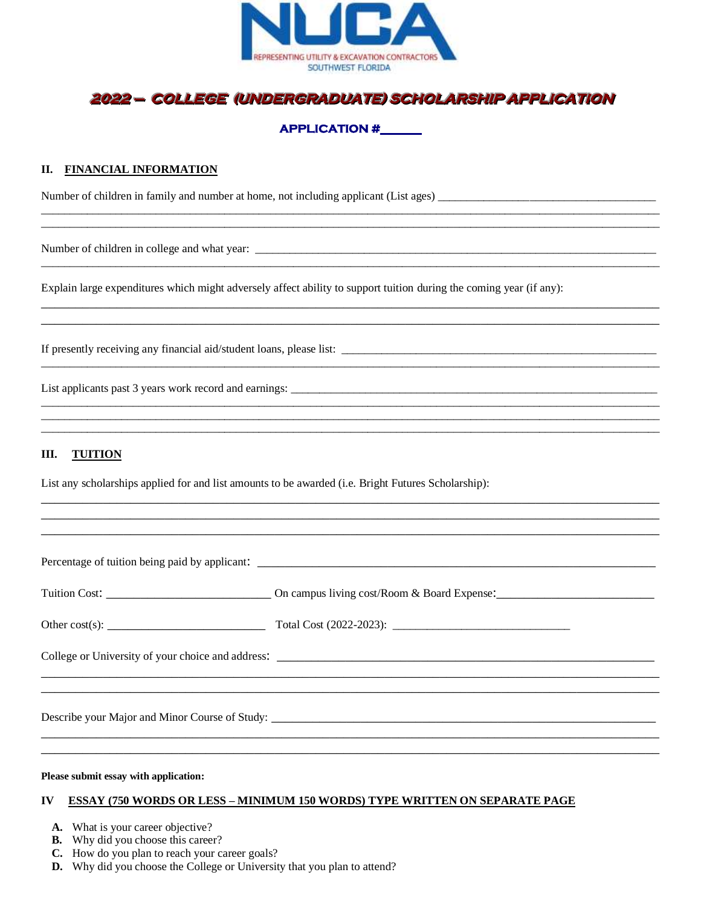NUCA

REPRESENTING UTILITY & EXCAVATION CONTRACTORS
SOUTHWEST FLORIDA

# 2022 – COLLEGE (UNDERGRADUATE) SCHOLARSHIP APPLICATION

**APPLICATION #\_\_\_\_\_\_**

## II. FINANCIAL INFORMATION

Number of children in family and number at home, not including applicant (List ages) \_\_\_\_\_\_\_\_\_\_\_\_\_\_\_\_\_\_\_\_\_\_\_\_\_\_\_\_\_\_\_\_\_\_\_\_\_\_

\_\_\_\_\_\_\_\_\_\_\_\_\_\_\_\_\_\_\_\_\_\_\_\_\_\_\_\_\_\_\_\_\_\_\_\_\_\_\_\_\_\_\_\_\_\_\_\_\_\_\_\_\_\_\_\_\_\_\_\_\_\_\_\_\_\_\_\_\_\_\_\_\_\_\_\_\_\_\_\_\_\_\_\_\_\_\_\_\_\_\_\_\_\_\_\_\_\_\_\_\_\_

\_\_\_\_\_\_\_\_\_\_\_\_\_\_\_\_\_\_\_\_\_\_\_\_\_\_\_\_\_\_\_\_\_\_\_\_\_\_\_\_\_\_\_\_\_\_\_\_\_\_\_\_\_\_\_\_\_\_\_\_\_\_\_\_\_\_\_\_\_\_\_\_\_\_\_\_\_\_\_\_\_\_\_\_\_\_\_\_\_\_\_\_\_\_\_\_\_\_\_\_\_\_

Number of children in college and what year: \_\_\_\_\_\_\_\_\_\_\_\_\_\_\_\_\_\_\_\_\_\_\_\_\_\_\_\_\_\_\_\_\_\_\_\_\_\_\_\_\_\_\_\_\_\_\_\_\_\_\_\_\_\_\_\_\_\_\_\_\_\_\_\_\_\_\_\_\_\_

\_\_\_\_\_\_\_\_\_\_\_\_\_\_\_\_\_\_\_\_\_\_\_\_\_\_\_\_\_\_\_\_\_\_\_\_\_\_\_\_\_\_\_\_\_\_\_\_\_\_\_\_\_\_\_\_\_\_\_\_\_\_\_\_\_\_\_\_\_\_\_\_\_\_\_\_\_\_\_\_\_\_\_\_\_\_\_\_\_\_\_\_\_\_\_\_\_\_\_\_\_\_

Explain large expenditures which might adversely affect ability to support tuition during the coming year (if any):

\_\_\_\_\_\_\_\_\_\_\_\_\_\_\_\_\_\_\_\_\_\_\_\_\_\_\_\_\_\_\_\_\_\_\_\_\_\_\_\_\_\_\_\_\_\_\_\_\_\_\_\_\_\_\_\_\_\_\_\_\_\_\_\_\_\_\_\_\_\_\_\_\_\_\_\_\_\_\_\_\_\_\_\_\_\_\_\_\_\_\_\_\_\_\_\_\_\_\_\_\_\_

\_\_\_\_\_\_\_\_\_\_\_\_\_\_\_\_\_\_\_\_\_\_\_\_\_\_\_\_\_\_\_\_\_\_\_\_\_\_\_\_\_\_\_\_\_\_\_\_\_\_\_\_\_\_\_\_\_\_\_\_\_\_\_\_\_\_\_\_\_\_\_\_\_\_\_\_\_\_\_\_\_\_\_\_\_\_\_\_\_\_\_\_\_\_\_\_\_\_\_\_\_\_

If presently receiving any financial aid/student loans, please list: \_\_\_\_\_\_\_\_\_\_\_\_\_\_\_\_\_\_\_\_\_\_\_\_\_\_\_\_\_\_\_\_\_\_\_\_\_\_\_\_\_\_\_\_\_\_\_\_\_\_\_\_\_\_

\_\_\_\_\_\_\_\_\_\_\_\_\_\_\_\_\_\_\_\_\_\_\_\_\_\_\_\_\_\_\_\_\_\_\_\_\_\_\_\_\_\_\_\_\_\_\_\_\_\_\_\_\_\_\_\_\_\_\_\_\_\_\_\_\_\_\_\_\_\_\_\_\_\_\_\_\_\_\_\_\_\_\_\_\_\_\_\_\_\_\_\_\_\_\_\_\_\_\_\_\_\_

List applicants past 3 years work record and earnings: \_\_\_\_\_\_\_\_\_\_\_\_\_\_\_\_\_\_\_\_\_\_\_\_\_\_\_\_\_\_\_\_\_\_\_\_\_\_\_\_\_\_\_\_\_\_\_\_\_\_\_\_\_\_\_\_\_\_\_\_\_\_\_\_\_\_

\_\_\_\_\_\_\_\_\_\_\_\_\_\_\_\_\_\_\_\_\_\_\_\_\_\_\_\_\_\_\_\_\_\_\_\_\_\_\_\_\_\_\_\_\_\_\_\_\_\_\_\_\_\_\_\_\_\_\_\_\_\_\_\_\_\_\_\_\_\_\_\_\_\_\_\_\_\_\_\_\_\_\_\_\_\_\_\_\_\_\_\_\_\_\_\_\_\_\_\_\_\_

\_\_\_\_\_\_\_\_\_\_\_\_\_\_\_\_\_\_\_\_\_\_\_\_\_\_\_\_\_\_\_\_\_\_\_\_\_\_\_\_\_\_\_\_\_\_\_\_\_\_\_\_\_\_\_\_\_\_\_\_\_\_\_\_\_\_\_\_\_\_\_\_\_\_\_\_\_\_\_\_\_\_\_\_\_\_\_\_\_\_\_\_\_\_\_\_\_\_\_\_\_\_

\_\_\_\_\_\_\_\_\_\_\_\_\_\_\_\_\_\_\_\_\_\_\_\_\_\_\_\_\_\_\_\_\_\_\_\_\_\_\_\_\_\_\_\_\_\_\_\_\_\_\_\_\_\_\_\_\_\_\_\_\_\_\_\_\_\_\_\_\_\_\_\_\_\_\_\_\_\_\_\_\_\_\_\_\_\_\_\_\_\_\_\_\_\_\_\_\_\_\_\_\_\_

## III. TUITION

List any scholarships applied for and list amounts to be awarded (i.e. Bright Futures Scholarship):

\_\_\_\_\_\_\_\_\_\_\_\_\_\_\_\_\_\_\_\_\_\_\_\_\_\_\_\_\_\_\_\_\_\_\_\_\_\_\_\_\_\_\_\_\_\_\_\_\_\_\_\_\_\_\_\_\_\_\_\_\_\_\_\_\_\_\_\_\_\_\_\_\_\_\_\_\_\_\_\_\_\_\_\_\_\_\_\_\_\_\_\_\_\_\_\_\_\_\_\_\_\_

\_\_\_\_\_\_\_\_\_\_\_\_\_\_\_\_\_\_\_\_\_\_\_\_\_\_\_\_\_\_\_\_\_\_\_\_\_\_\_\_\_\_\_\_\_\_\_\_\_\_\_\_\_\_\_\_\_\_\_\_\_\_\_\_\_\_\_\_\_\_\_\_\_\_\_\_\_\_\_\_\_\_\_\_\_\_\_\_\_\_\_\_\_\_\_\_\_\_\_\_\_\_

\_\_\_\_\_\_\_\_\_\_\_\_\_\_\_\_\_\_\_\_\_\_\_\_\_\_\_\_\_\_\_\_\_\_\_\_\_\_\_\_\_\_\_\_\_\_\_\_\_\_\_\_\_\_\_\_\_\_\_\_\_\_\_\_\_\_\_\_\_\_\_\_\_\_\_\_\_\_\_\_\_\_\_\_\_\_\_\_\_\_\_\_\_\_\_\_\_\_\_\_\_\_

Percentage of tuition being paid by applicant: \_\_\_\_\_\_\_\_\_\_\_\_\_\_\_\_\_\_\_\_\_\_\_\_\_\_\_\_\_\_\_\_\_\_\_\_\_\_\_\_\_\_\_\_\_\_\_\_\_\_\_\_\_\_\_\_\_\_\_\_\_\_\_\_\_\_\_

Tuition Cost: \_\_\_\_\_\_\_\_\_\_\_\_\_\_\_\_\_\_\_\_\_\_\_\_\_\_\_ On campus living cost/Room & Board Expense: \_\_\_\_\_\_\_\_\_\_\_\_\_\_\_\_\_\_\_\_\_\_\_\_\_\_

Other cost(s): \_\_\_\_\_\_\_\_\_\_\_\_\_\_\_\_\_\_\_\_\_\_\_\_\_\_ Total Cost (2022-2023): \_\_\_\_\_\_\_\_\_\_\_\_\_\_\_\_\_\_\_\_\_\_\_\_\_\_\_\_\_\_

College or University of your choice and address: \_\_\_\_\_\_\_\_\_\_\_\_\_\_\_\_\_\_\_\_\_\_\_\_\_\_\_\_\_\_\_\_\_\_\_\_\_\_\_\_\_\_\_\_\_\_\_\_\_\_\_\_\_\_\_\_\_\_\_\_\_\_\_

\_\_\_\_\_\_\_\_\_\_\_\_\_\_\_\_\_\_\_\_\_\_\_\_\_\_\_\_\_\_\_\_\_\_\_\_\_\_\_\_\_\_\_\_\_\_\_\_\_\_\_\_\_\_\_\_\_\_\_\_\_\_\_\_\_\_\_\_\_\_\_\_\_\_\_\_\_\_\_\_\_\_\_\_\_\_\_\_\_\_\_\_\_\_\_\_\_\_\_\_\_\_

\_\_\_\_\_\_\_\_\_\_\_\_\_\_\_\_\_\_\_\_\_\_\_\_\_\_\_\_\_\_\_\_\_\_\_\_\_\_\_\_\_\_\_\_\_\_\_\_\_\_\_\_\_\_\_\_\_\_\_\_\_\_\_\_\_\_\_\_\_\_\_\_\_\_\_\_\_\_\_\_\_\_\_\_\_\_\_\_\_\_\_\_\_\_\_\_\_\_\_\_\_\_

Describe your Major and Minor Course of Study: \_\_\_\_\_\_\_\_\_\_\_\_\_\_\_\_\_\_\_\_\_\_\_\_\_\_\_\_\_\_\_\_\_\_\_\_\_\_\_\_\_\_\_\_\_\_\_\_\_\_\_\_\_\_\_\_\_\_\_\_\_\_\_\_

\_\_\_\_\_\_\_\_\_\_\_\_\_\_\_\_\_\_\_\_\_\_\_\_\_\_\_\_\_\_\_\_\_\_\_\_\_\_\_\_\_\_\_\_\_\_\_\_\_\_\_\_\_\_\_\_\_\_\_\_\_\_\_\_\_\_\_\_\_\_\_\_\_\_\_\_\_\_\_\_\_\_\_\_\_\_\_\_\_\_\_\_\_\_\_\_\_\_\_\_\_\_

\_\_\_\_\_\_\_\_\_\_\_\_\_\_\_\_\_\_\_\_\_\_\_\_\_\_\_\_\_\_\_\_\_\_\_\_\_\_\_\_\_\_\_\_\_\_\_\_\_\_\_\_\_\_\_\_\_\_\_\_\_\_\_\_\_\_\_\_\_\_\_\_\_\_\_\_\_\_\_\_\_\_\_\_\_\_\_\_\_\_\_\_\_\_\_\_\_\_\_\_\_\_

**Please submit essay with application:**

## IV ESSAY (750 WORDS OR LESS – MINIMUM 150 WORDS) TYPE WRITTEN ON SEPARATE PAGE

- **A.** What is your career objective?
- **B.** Why did you choose this career?
- **C.** How do you plan to reach your career goals?
- **D.** Why did you choose the College or University that you plan to attend?